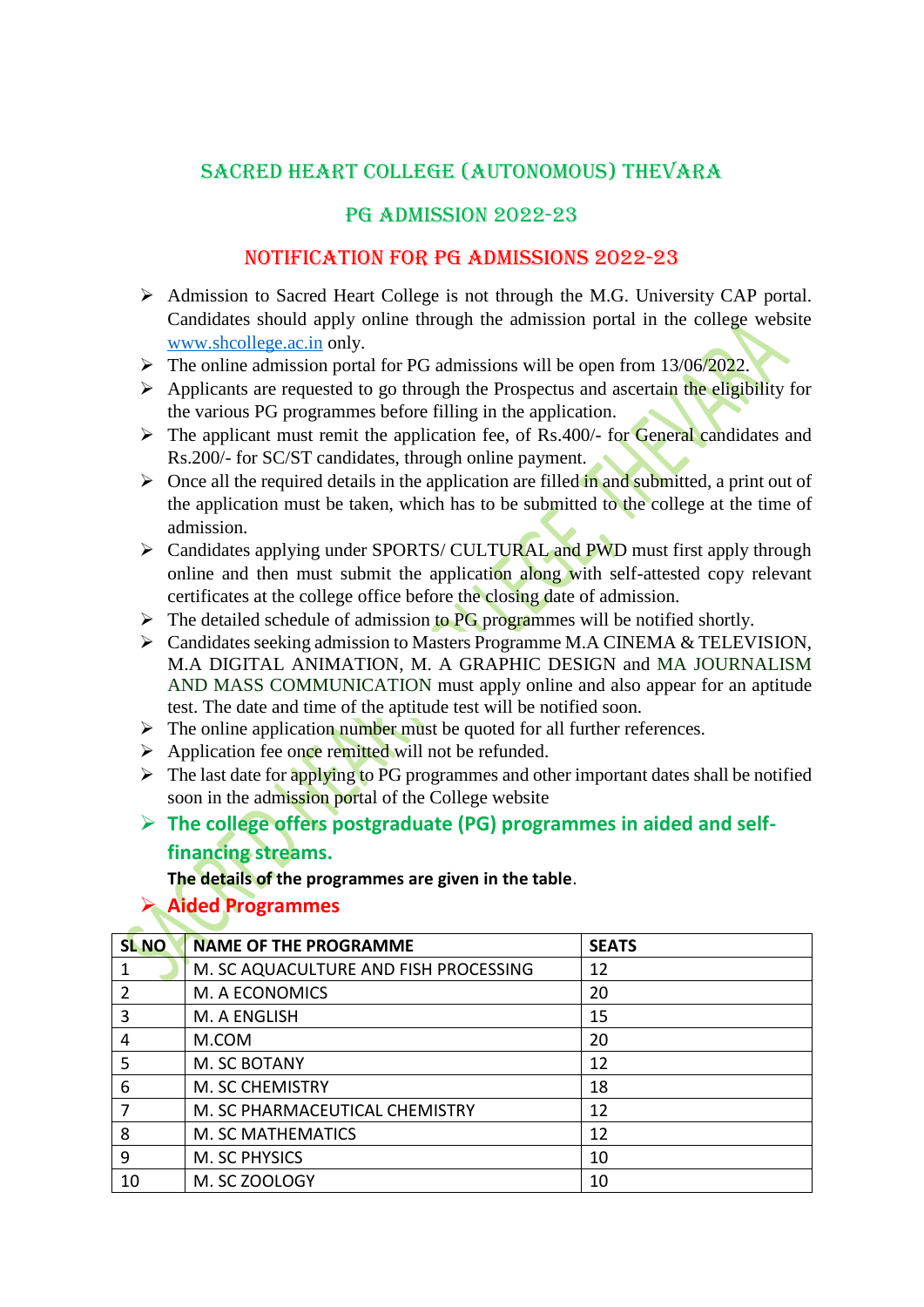# SACRED HEART COLLEGE (AUTONOMOUS) THEVARA

## PG ADMISSION 2022-23

## NOTIFICATION FOR PG ADMISSIONS 2022-23

- Admission to Sacred Heart College is not through the M.G. University CAP portal. Candidates should apply online through the admission portal in the college website www.shcollege.ac.in only.
- The online admission portal for PG admissions will be open from 13/06/2022.
- Applicants are requested to go through the Prospectus and ascertain the eligibility for the various PG programmes before filling in the application.
- The applicant must remit the application fee, of Rs.400/- for General candidates and Rs.200/- for SC/ST candidates, through online payment.
- Once all the required details in the application are filled in and submitted, a print out of the application must be taken, which has to be submitted to the college at the time of admission.
- Candidates applying under SPORTS/ CULTURAL and PWD must first apply through online and then must submit the application along with self-attested copy relevant certificates at the college office before the closing date of admission.
- The detailed schedule of admission to PG programmes will be notified shortly.
- Candidates seeking admission to Masters Programme M.A CINEMA & TELEVISION, M.A DIGITAL ANIMATION, M. A GRAPHIC DESIGN and MA JOURNALISM AND MASS COMMUNICATION must apply online and also appear for an aptitude test. The date and time of the aptitude test will be notified soon.
- The online application number must be quoted for all further references.
- Application fee once remitted will not be refunded.
- The last date for applying to PG programmes and other important dates shall be notified soon in the admission portal of the College website
- **The college offers postgraduate (PG) programmes in aided and self-financing streams.**

**The details of the programmes are given in the table**.

- **Aided Programmes**

| SL NO | NAME OF THE PROGRAMME | SEATS |
|---|---|---|
| 1 | M. SC AQUACULTURE AND FISH PROCESSING | 12 |
| 2 | M. A ECONOMICS | 20 |
| 3 | M. A ENGLISH | 15 |
| 4 | M.COM | 20 |
| 5 | M. SC BOTANY | 12 |
| 6 | M. SC CHEMISTRY | 18 |
| 7 | M. SC PHARMACEUTICAL CHEMISTRY | 12 |
| 8 | M. SC MATHEMATICS | 12 |
| 9 | M. SC PHYSICS | 10 |
| 10 | M. SC ZOOLOGY | 10 |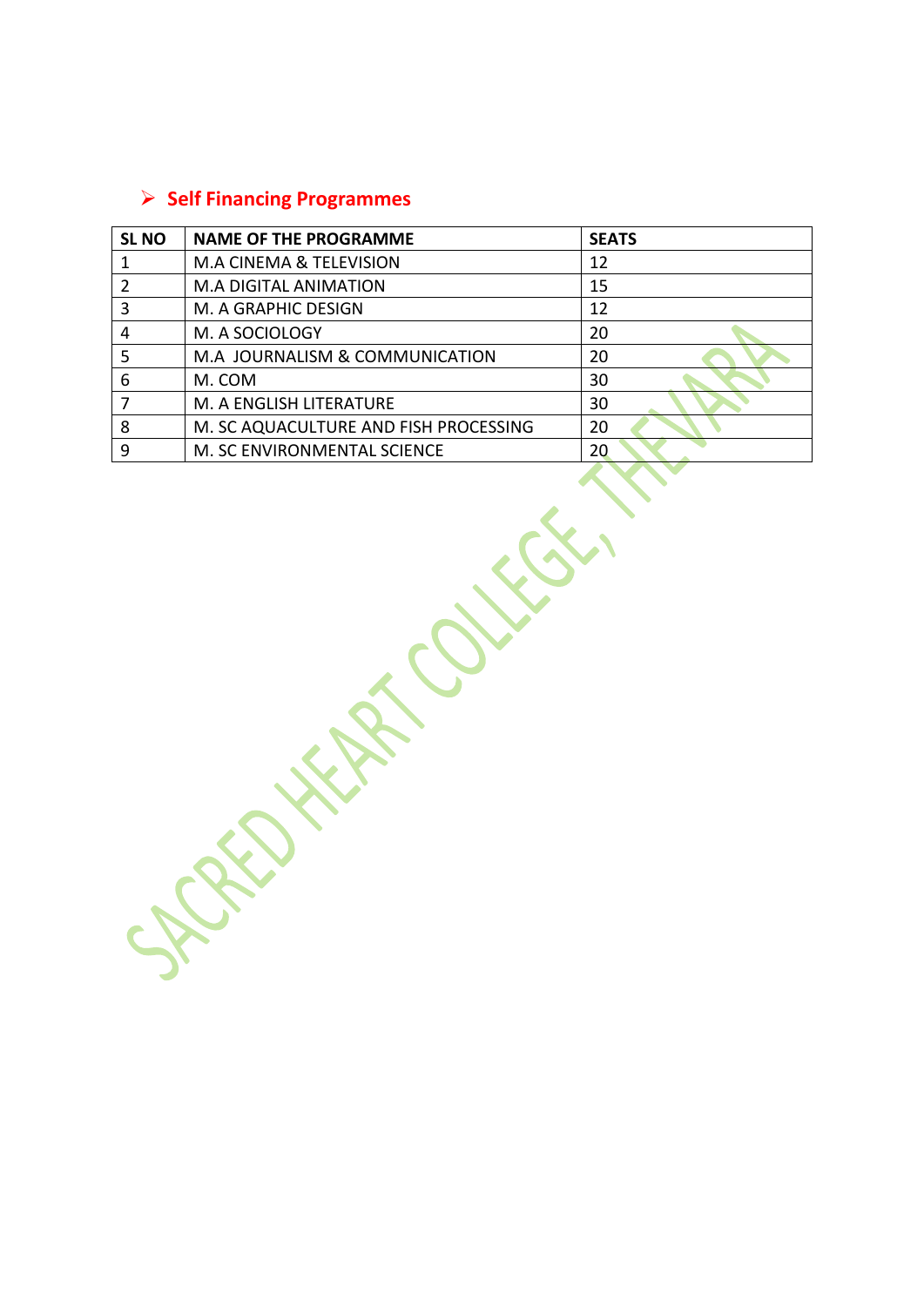## Self Financing Programmes

| SL NO | NAME OF THE PROGRAMME | SEATS |
|---|---|---|
| 1 | M.A CINEMA & TELEVISION | 12 |
| 2 | M.A DIGITAL ANIMATION | 15 |
| 3 | M. A GRAPHIC DESIGN | 12 |
| 4 | M. A SOCIOLOGY | 20 |
| 5 | M.A JOURNALISM & COMMUNICATION | 20 |
| 6 | M. COM | 30 |
| 7 | M. A ENGLISH LITERATURE | 30 |
| 8 | M. SC AQUACULTURE AND FISH PROCESSING | 20 |
| 9 | M. SC ENVIRONMENTAL SCIENCE | 20 |